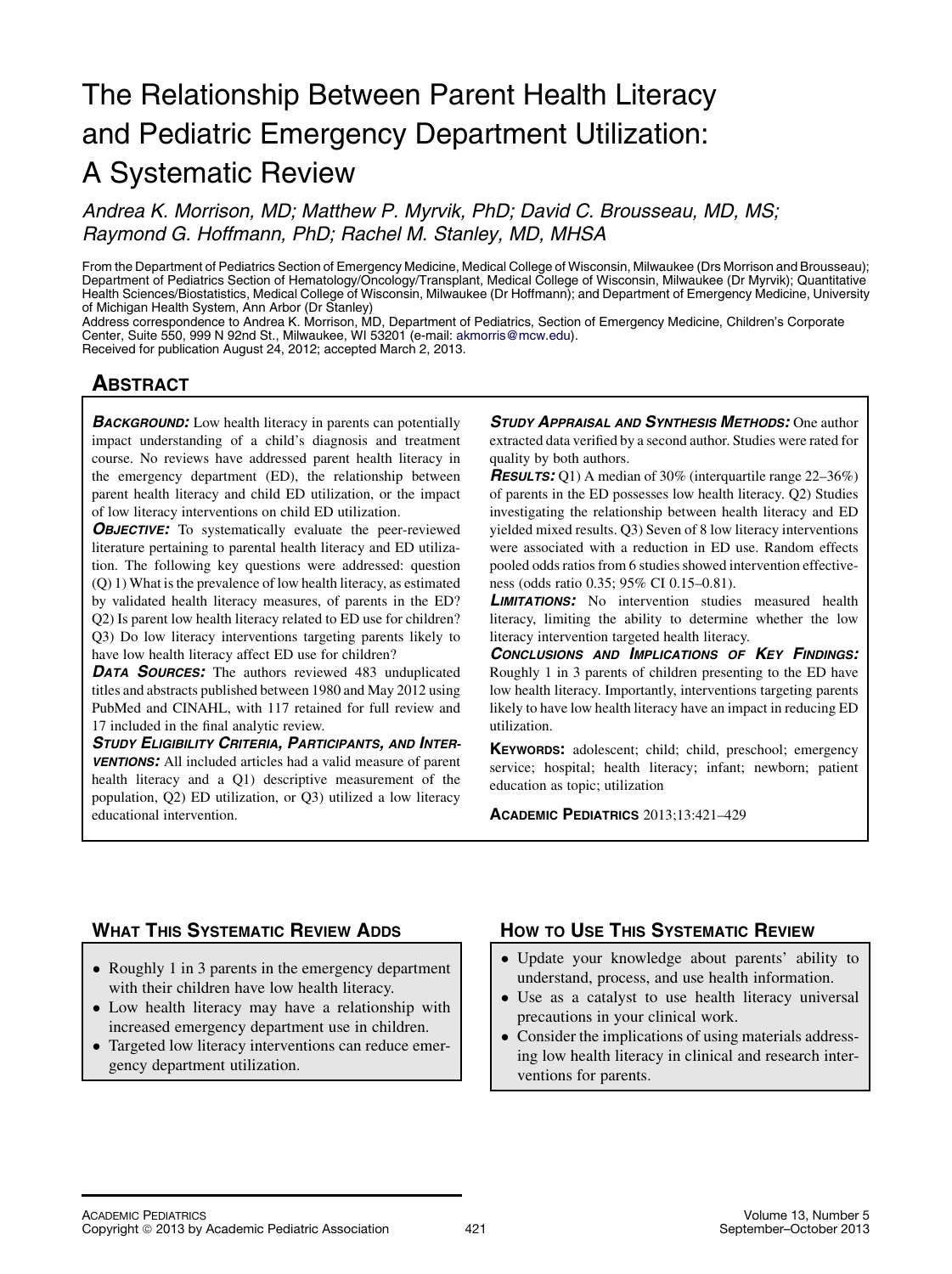# The Relationship Between Parent Health Literacy and Pediatric Emergency Department Utilization: A Systematic Review

*Andrea K. Morrison, MD; Matthew P. Myrvik, PhD; David C. Brousseau, MD, MS; Raymond G. Hoffmann, PhD; Rachel M. Stanley, MD, MHSA*

From the Department of Pediatrics Section of Emergency Medicine, Medical College of Wisconsin, Milwaukee (Drs Morrison and Brousseau); Department of Pediatrics Section of Hematology/Oncology/Transplant, Medical College of Wisconsin, Milwaukee (Dr Myrvik); Quantitative Health Sciences/Biostatistics, Medical College of Wisconsin, Milwaukee (Dr Hoffmann); and Department of Emergency Medicine, University of Michigan Health System, Ann Arbor (Dr Stanley)

Address correspondence to Andrea K. Morrison, MD, Department of Pediatrics, Section of Emergency Medicine, Children's Corporate Center, Suite 550, 999 N 92nd St., Milwaukee, WI 53201 (e-mail: akmorris@mcw.edu).

Received for publication August 24, 2012; accepted March 2, 2013.

## Abstract

***Background:*** Low health literacy in parents can potentially impact understanding of a child's diagnosis and treatment course. No reviews have addressed parent health literacy in the emergency department (ED), the relationship between parent health literacy and child ED utilization, or the impact of low literacy interventions on child ED utilization.

***Objective:*** To systematically evaluate the peer-reviewed literature pertaining to parental health literacy and ED utilization. The following key questions were addressed: question (Q) 1) What is the prevalence of low health literacy, as estimated by validated health literacy measures, of parents in the ED? Q2) Is parent low health literacy related to ED use for children? Q3) Do low literacy interventions targeting parents likely to have low health literacy affect ED use for children?

***Data Sources:*** The authors reviewed 483 unduplicated titles and abstracts published between 1980 and May 2012 using PubMed and CINAHL, with 117 retained for full review and 17 included in the final analytic review.

***Study Eligibility Criteria, Participants, and Interventions:*** All included articles had a valid measure of parent health literacy and a Q1) descriptive measurement of the population, Q2) ED utilization, or Q3) utilized a low literacy educational intervention.

***Study Appraisal and Synthesis Methods:*** One author extracted data verified by a second author. Studies were rated for quality by both authors.

***Results:*** Q1) A median of 30% (interquartile range 22–36%) of parents in the ED possesses low health literacy. Q2) Studies investigating the relationship between health literacy and ED yielded mixed results. Q3) Seven of 8 low literacy interventions were associated with a reduction in ED use. Random effects pooled odds ratios from 6 studies showed intervention effectiveness (odds ratio 0.35; 95% CI 0.15–0.81).

***Limitations:*** No intervention studies measured health literacy, limiting the ability to determine whether the low literacy intervention targeted health literacy.

***Conclusions and Implications of Key Findings:*** Roughly 1 in 3 parents of children presenting to the ED have low health literacy. Importantly, interventions targeting parents likely to have low health literacy have an impact in reducing ED utilization.

**Keywords:** adolescent; child; child, preschool; emergency service; hospital; health literacy; infant; newborn; patient education as topic; utilization

**Academic Pediatrics** 2013;13:421–429

## What This Systematic Review Adds

- Roughly 1 in 3 parents in the emergency department with their children have low health literacy.
- Low health literacy may have a relationship with increased emergency department use in children.
- Targeted low literacy interventions can reduce emergency department utilization.

## How to Use This Systematic Review

- Update your knowledge about parents' ability to understand, process, and use health information.
- Use as a catalyst to use health literacy universal precautions in your clinical work.
- Consider the implications of using materials addressing low health literacy in clinical and research interventions for parents.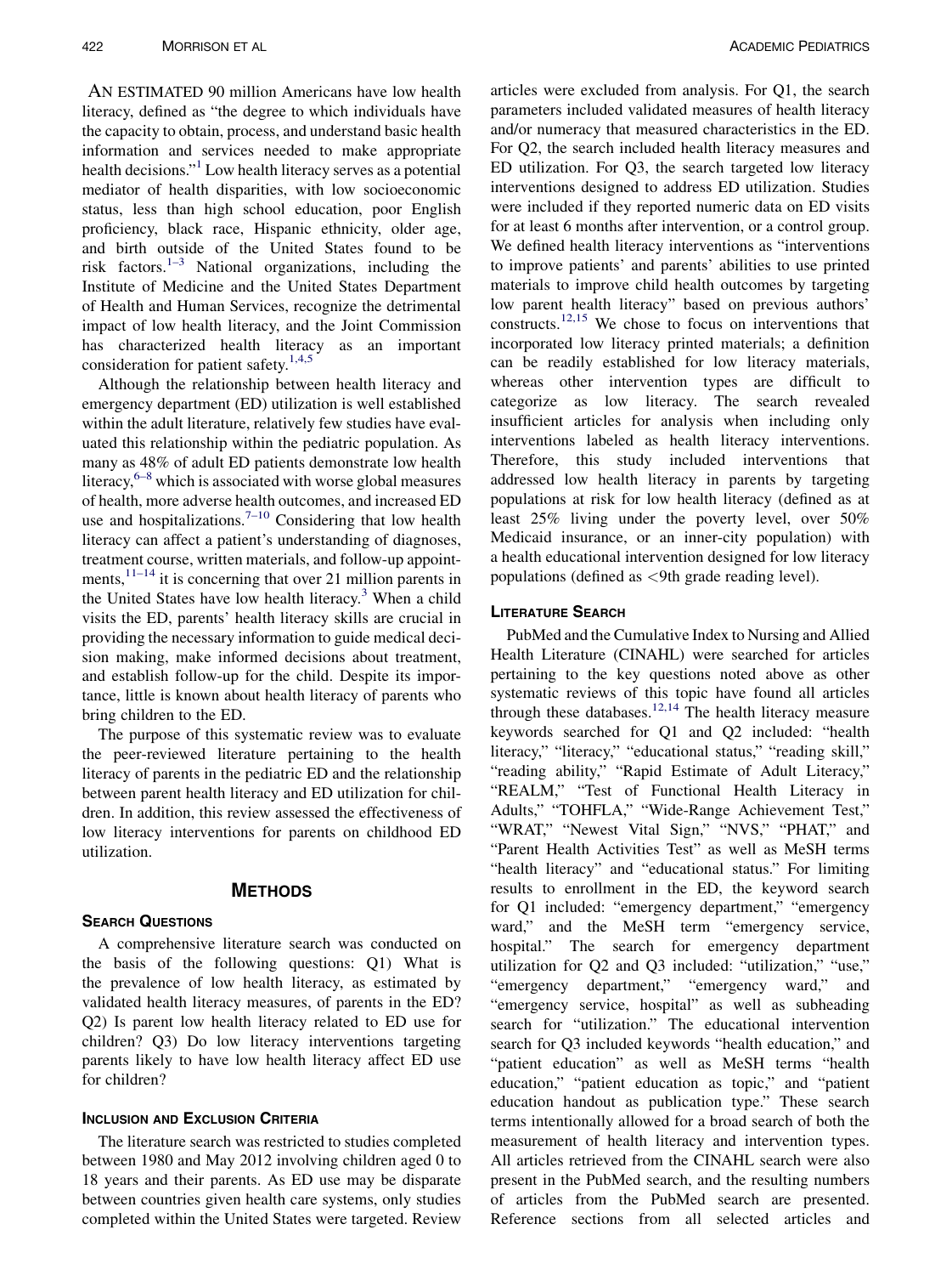AN ESTIMATED 90 million Americans have low health literacy, defined as "the degree to which individuals have the capacity to obtain, process, and understand basic health information and services needed to make appropriate health decisions."[1] Low health literacy serves as a potential mediator of health disparities, with low socioeconomic status, less than high school education, poor English proficiency, black race, Hispanic ethnicity, older age, and birth outside of the United States found to be risk factors.[1–3] National organizations, including the Institute of Medicine and the United States Department of Health and Human Services, recognize the detrimental impact of low health literacy, and the Joint Commission has characterized health literacy as an important consideration for patient safety.[1,4,5]

Although the relationship between health literacy and emergency department (ED) utilization is well established within the adult literature, relatively few studies have evaluated this relationship within the pediatric population. As many as 48% of adult ED patients demonstrate low health literacy,[6–8] which is associated with worse global measures of health, more adverse health outcomes, and increased ED use and hospitalizations.[7–10] Considering that low health literacy can affect a patient's understanding of diagnoses, treatment course, written materials, and follow-up appointments,[11–14] it is concerning that over 21 million parents in the United States have low health literacy.[3] When a child visits the ED, parents' health literacy skills are crucial in providing the necessary information to guide medical decision making, make informed decisions about treatment, and establish follow-up for the child. Despite its importance, little is known about health literacy of parents who bring children to the ED.

The purpose of this systematic review was to evaluate the peer-reviewed literature pertaining to the health literacy of parents in the pediatric ED and the relationship between parent health literacy and ED utilization for children. In addition, this review assessed the effectiveness of low literacy interventions for parents on childhood ED utilization.

# METHODS

## SEARCH QUESTIONS

A comprehensive literature search was conducted on the basis of the following questions: Q1) What is the prevalence of low health literacy, as estimated by validated health literacy measures, of parents in the ED? Q2) Is parent low health literacy related to ED use for children? Q3) Do low literacy interventions targeting parents likely to have low health literacy affect ED use for children?

## INCLUSION AND EXCLUSION CRITERIA

The literature search was restricted to studies completed between 1980 and May 2012 involving children aged 0 to 18 years and their parents. As ED use may be disparate between countries given health care systems, only studies completed within the United States were targeted. Review articles were excluded from analysis. For Q1, the search parameters included validated measures of health literacy and/or numeracy that measured characteristics in the ED. For Q2, the search included health literacy measures and ED utilization. For Q3, the search targeted low literacy interventions designed to address ED utilization. Studies were included if they reported numeric data on ED visits for at least 6 months after intervention, or a control group. We defined health literacy interventions as "interventions to improve patients' and parents' abilities to use printed materials to improve child health outcomes by targeting low parent health literacy" based on previous authors' constructs.[12,15] We chose to focus on interventions that incorporated low literacy printed materials; a definition can be readily established for low literacy materials, whereas other intervention types are difficult to categorize as low literacy. The search revealed insufficient articles for analysis when including only interventions labeled as health literacy interventions. Therefore, this study included interventions that addressed low health literacy in parents by targeting populations at risk for low health literacy (defined as at least 25% living under the poverty level, over 50% Medicaid insurance, or an inner-city population) with a health educational intervention designed for low literacy populations (defined as <9th grade reading level).

## LITERATURE SEARCH

PubMed and the Cumulative Index to Nursing and Allied Health Literature (CINAHL) were searched for articles pertaining to the key questions noted above as other systematic reviews of this topic have found all articles through these databases.[12,14] The health literacy measure keywords searched for Q1 and Q2 included: "health literacy," "literacy," "educational status," "reading skill," "reading ability," "Rapid Estimate of Adult Literacy," "REALM," "Test of Functional Health Literacy in Adults," "TOHFLA," "Wide-Range Achievement Test," "WRAT," "Newest Vital Sign," "NVS," "PHAT," and "Parent Health Activities Test" as well as MeSH terms "health literacy" and "educational status." For limiting results to enrollment in the ED, the keyword search for Q1 included: "emergency department," "emergency ward," and the MeSH term "emergency service, hospital." The search for emergency department utilization for Q2 and Q3 included: "utilization," "use," "emergency department," "emergency ward," and "emergency service, hospital" as well as subheading search for "utilization." The educational intervention search for Q3 included keywords "health education," and "patient education" as well as MeSH terms "health education," "patient education as topic," and "patient education handout as publication type." These search terms intentionally allowed for a broad search of both the measurement of health literacy and intervention types. All articles retrieved from the CINAHL search were also present in the PubMed search, and the resulting numbers of articles from the PubMed search are presented. Reference sections from all selected articles and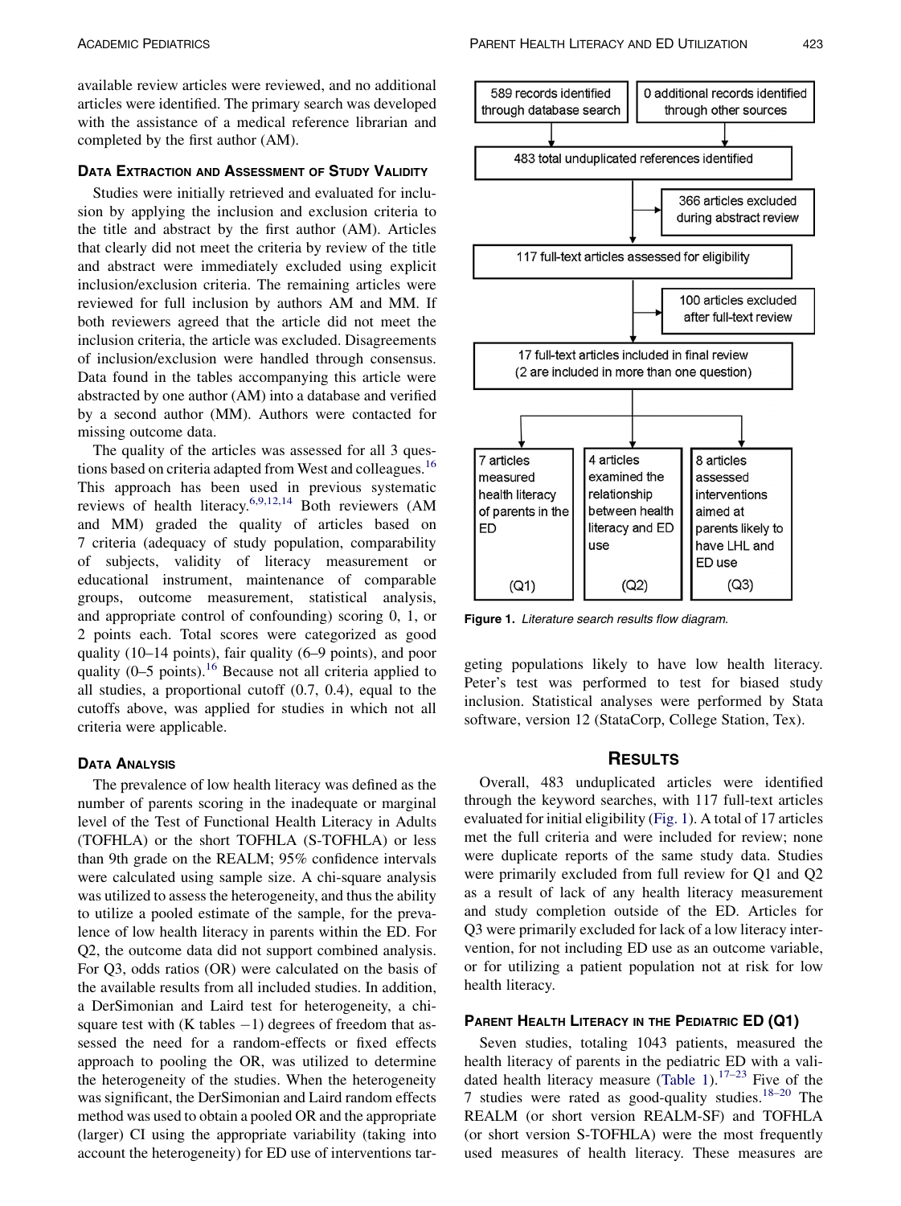available review articles were reviewed, and no additional articles were identified. The primary search was developed with the assistance of a medical reference librarian and completed by the first author (AM).

### Data Extraction and Assessment of Study Validity

Studies were initially retrieved and evaluated for inclusion by applying the inclusion and exclusion criteria to the title and abstract by the first author (AM). Articles that clearly did not meet the criteria by review of the title and abstract were immediately excluded using explicit inclusion/exclusion criteria. The remaining articles were reviewed for full inclusion by authors AM and MM. If both reviewers agreed that the article did not meet the inclusion criteria, the article was excluded. Disagreements of inclusion/exclusion were handled through consensus. Data found in the tables accompanying this article were abstracted by one author (AM) into a database and verified by a second author (MM). Authors were contacted for missing outcome data.

The quality of the articles was assessed for all 3 questions based on criteria adapted from West and colleagues.[16] This approach has been used in previous systematic reviews of health literacy.[6,9,12,14] Both reviewers (AM and MM) graded the quality of articles based on 7 criteria (adequacy of study population, comparability of subjects, validity of literacy measurement or educational instrument, maintenance of comparable groups, outcome measurement, statistical analysis, and appropriate control of confounding) scoring 0, 1, or 2 points each. Total scores were categorized as good quality (10–14 points), fair quality (6–9 points), and poor quality (0–5 points).[16] Because not all criteria applied to all studies, a proportional cutoff (0.7, 0.4), equal to the cutoffs above, was applied for studies in which not all criteria were applicable.

### Data Analysis

The prevalence of low health literacy was defined as the number of parents scoring in the inadequate or marginal level of the Test of Functional Health Literacy in Adults (TOFHLA) or the short TOFHLA (S-TOFHLA) or less than 9th grade on the REALM; 95% confidence intervals were calculated using sample size. A chi-square analysis was utilized to assess the heterogeneity, and thus the ability to utilize a pooled estimate of the sample, for the prevalence of low health literacy in parents within the ED. For Q2, the outcome data did not support combined analysis. For Q3, odds ratios (OR) were calculated on the basis of the available results from all included studies. In addition, a DerSimonian and Laird test for heterogeneity, a chi-square test with (K tables $-1$) degrees of freedom that assessed the need for a random-effects or fixed effects approach to pooling the OR, was utilized to determine the heterogeneity of the studies. When the heterogeneity was significant, the DerSimonian and Laird random effects method was used to obtain a pooled OR and the appropriate (larger) CI using the appropriate variability (taking into account the heterogeneity) for ED use of interventions targeting populations likely to have low health literacy. Peter's test was performed to test for biased study inclusion. Statistical analyses were performed by Stata software, version 12 (StataCorp, College Station, Tex).

589 records identified through database search | 0 additional records identified through other sources

483 total unduplicated references identified

366 articles excluded during abstract review

117 full-text articles assessed for eligibility

100 articles excluded after full-text review

17 full-text articles included in final review (2 are included in more than one question)

7 articles measured health literacy of parents in the ED (Q1) | 4 articles examined the relationship between health literacy and ED use (Q2) | 8 articles assessed interventions aimed at parents likely to have LHL and ED use (Q3)

**Figure 1.** *Literature search results flow diagram.*

## Results

Overall, 483 unduplicated articles were identified through the keyword searches, with 117 full-text articles evaluated for initial eligibility (Fig. 1). A total of 17 articles met the full criteria and were included for review; none were duplicate reports of the same study data. Studies were primarily excluded from full review for Q1 and Q2 as a result of lack of any health literacy measurement and study completion outside of the ED. Articles for Q3 were primarily excluded for lack of a low literacy intervention, for not including ED use as an outcome variable, or for utilizing a patient population not at risk for low health literacy.

### Parent Health Literacy in the Pediatric ED (Q1)

Seven studies, totaling 1043 patients, measured the health literacy of parents in the pediatric ED with a validated health literacy measure (Table 1).[17–23] Five of the 7 studies were rated as good-quality studies.[18–20] The REALM (or short version REALM-SF) and TOFHLA (or short version S-TOFHLA) were the most frequently used measures of health literacy. These measures are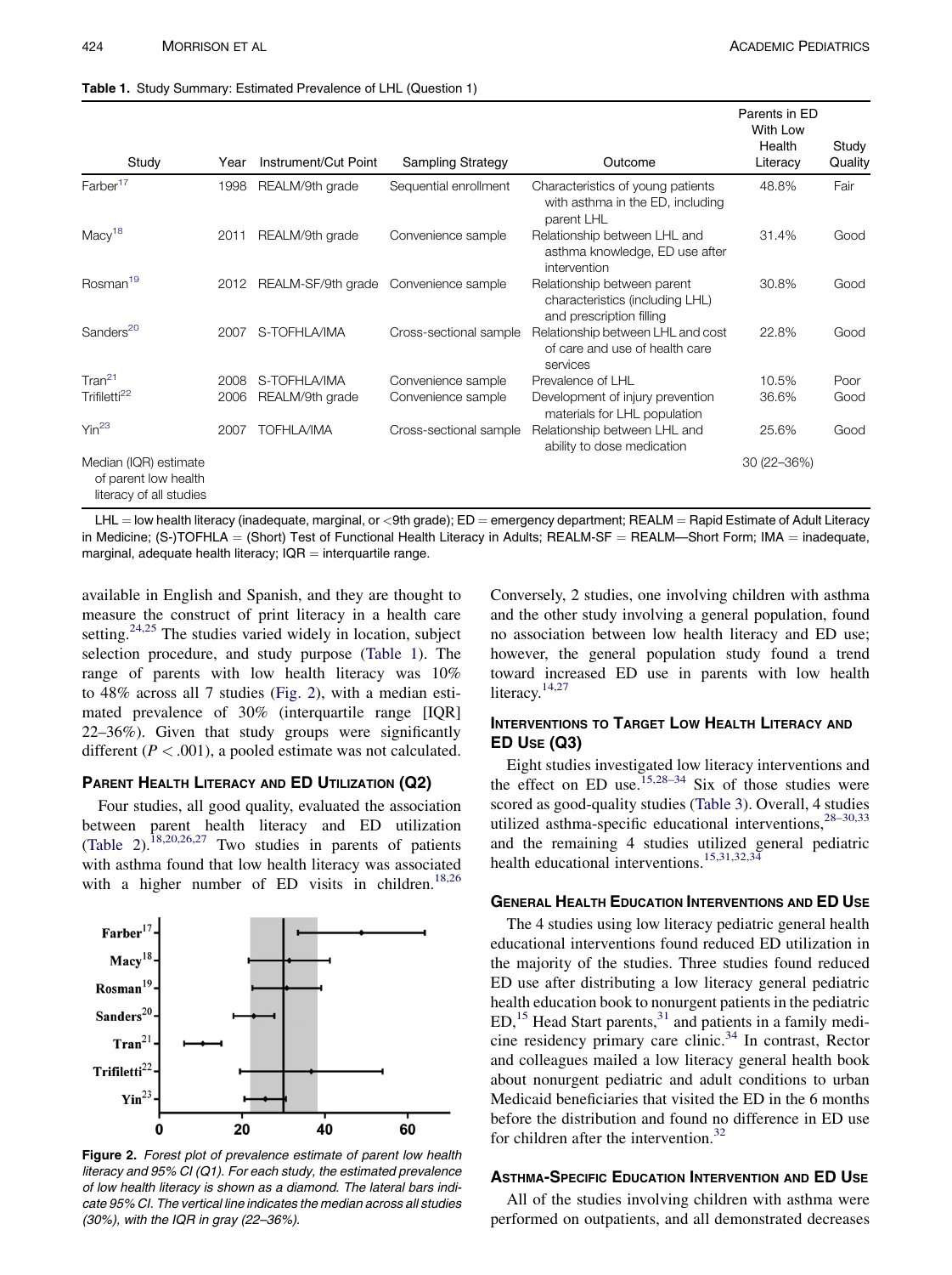**Table 1.** Study Summary: Estimated Prevalence of LHL (Question 1)

| Study | Year | Instrument/Cut Point | Sampling Strategy | Outcome | Parents in ED With Low Health Literacy | Study Quality |
|---|---|---|---|---|---|---|
| Farber[17] | 1998 | REALM/9th grade | Sequential enrollment | Characteristics of young patients with asthma in the ED, including parent LHL | 48.8% | Fair |
| Macy[18] | 2011 | REALM/9th grade | Convenience sample | Relationship between LHL and asthma knowledge, ED use after intervention | 31.4% | Good |
| Rosman[19] | 2012 | REALM-SF/9th grade | Convenience sample | Relationship between parent characteristics (including LHL) and prescription filling | 30.8% | Good |
| Sanders[20] | 2007 | S-TOFHLA/IMA | Cross-sectional sample | Relationship between LHL and cost of care and use of health care services | 22.8% | Good |
| Tran[21] | 2008 | S-TOFHLA/IMA | Convenience sample | Prevalence of LHL | 10.5% | Poor |
| Trifiletti[22] | 2006 | REALM/9th grade | Convenience sample | Development of injury prevention materials for LHL population | 36.6% | Good |
| Yin[23] | 2007 | TOFHLA/IMA | Cross-sectional sample | Relationship between LHL and ability to dose medication | 25.6% | Good |
| Median (IQR) estimate of parent low health literacy of all studies | | | | | 30 (22–36%) | |

LHL = low health literacy (inadequate, marginal, or <9th grade); ED = emergency department; REALM = Rapid Estimate of Adult Literacy in Medicine; (S-)TOFHLA = (Short) Test of Functional Health Literacy in Adults; REALM-SF = REALM—Short Form; IMA = inadequate, marginal, adequate health literacy; IQR = interquartile range.

available in English and Spanish, and they are thought to measure the construct of print literacy in a health care setting.[24,25] The studies varied widely in location, subject selection procedure, and study purpose (Table 1). The range of parents with low health literacy was 10% to 48% across all 7 studies (Fig. 2), with a median estimated prevalence of 30% (interquartile range [IQR] 22–36%). Given that study groups were significantly different ($P < .001$), a pooled estimate was not calculated.

## Parent Health Literacy and ED Utilization (Q2)

Four studies, all good quality, evaluated the association between parent health literacy and ED utilization (Table 2).[18,20,26,27] Two studies in parents of patients with asthma found that low health literacy was associated with a higher number of ED visits in children.[18,26]

*Figure 2. Forest plot of prevalence estimate of parent low health literacy and 95% CI (Q1). For each study, the estimated prevalence of parent low health literacy is shown as a diamond. The lateral bars indicate 95% CI. The vertical line indicates the median across all studies (30%), with the IQR in gray (22–36%).*

Conversely, 2 studies, one involving children with asthma and the other study involving a general population, found no association between low health literacy and ED use; however, the general population study found a trend toward increased ED use in parents with low health literacy.[14,27]

## Interventions to Target Low Health Literacy and ED Use (Q3)

Eight studies investigated low literacy interventions and the effect on ED use.[15,28–34] Six of those studies were scored as good-quality studies (Table 3). Overall, 4 studies utilized asthma-specific educational interventions,[28–30,33] and the remaining 4 studies utilized general pediatric health educational interventions.[15,31,32,34]

### General Health Education Interventions and ED Use

The 4 studies using low literacy pediatric general health educational interventions found reduced ED utilization in the majority of the studies. Three studies found reduced ED use after distributing a low literacy general pediatric health education book to nonurgent patients in the pediatric ED,[15] Head Start parents,[31] and patients in a family medicine residency primary care clinic.[34] In contrast, Rector and colleagues mailed a low literacy general health book about nonurgent pediatric and adult conditions to urban Medicaid beneficiaries that visited the ED in the 6 months before the distribution and found no difference in ED use for children after the intervention.[32]

### Asthma-Specific Education Intervention and ED Use

All of the studies involving children with asthma were performed on outpatients, and all demonstrated decreases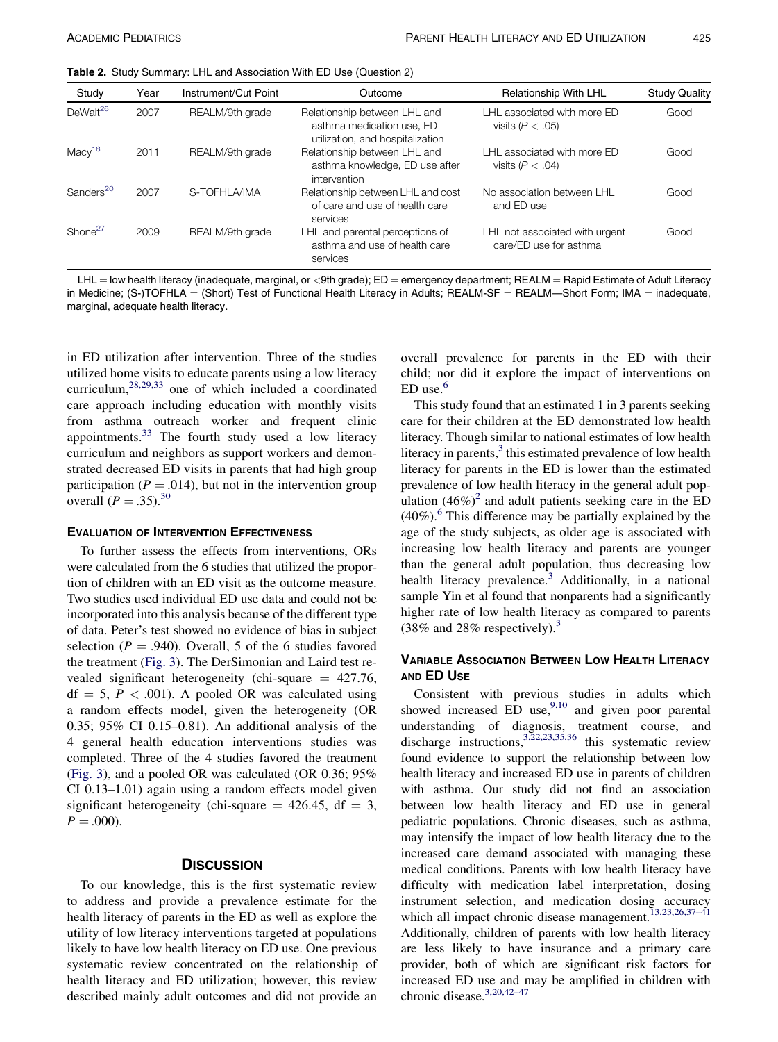**Table 2.** Study Summary: LHL and Association With ED Use (Question 2)

| Study | Year | Instrument/Cut Point | Outcome | Relationship With LHL | Study Quality |
|---|---|---|---|---|---|
| DeWalt[26] | 2007 | REALM/9th grade | Relationship between LHL and asthma medication use, ED utilization, and hospitalization | LHL associated with more ED visits ($P < .05$) | Good |
| Macy[18] | 2011 | REALM/9th grade | Relationship between LHL and asthma knowledge, ED use after intervention | LHL associated with more ED visits ($P < .04$) | Good |
| Sanders[20] | 2007 | S-TOFHLA/IMA | Relationship between LHL and cost of care and use of health care services | No association between LHL and ED use | Good |
| Shone[27] | 2009 | REALM/9th grade | LHL and parental perceptions of asthma and use of health care services | LHL not associated with urgent care/ED use for asthma | Good |

LHL = low health literacy (inadequate, marginal, or <9th grade); ED = emergency department; REALM = Rapid Estimate of Adult Literacy in Medicine; (S-)TOFHLA = (Short) Test of Functional Health Literacy in Adults; REALM-SF = REALM—Short Form; IMA = inadequate, marginal, adequate health literacy.

in ED utilization after intervention. Three of the studies utilized home visits to educate parents using a low literacy curriculum,[28,29,33] one of which included a coordinated care approach including education with monthly visits from asthma outreach worker and frequent clinic appointments.[33] The fourth study used a low literacy curriculum and neighbors as support workers and demonstrated decreased ED visits in parents that had high group participation ($P = .014$), but not in the intervention group overall ($P = .35$).[30]

### Evaluation of Intervention Effectiveness

To further assess the effects from interventions, ORs were calculated from the 6 studies that utilized the proportion of children with an ED visit as the outcome measure. Two studies used individual ED use data and could not be incorporated into this analysis because of the different type of data. Peter's test showed no evidence of bias in subject selection ($P = .940$). Overall, 5 of the 6 studies favored the treatment (Fig. 3). The DerSimonian and Laird test revealed significant heterogeneity (chi-square = 427.76, df = 5, $P < .001$). A pooled OR was calculated using a random effects model, given the heterogeneity (OR 0.35; 95% CI 0.15–0.81). An additional analysis of the 4 general health education interventions studies was completed. Three of the 4 studies favored the treatment (Fig. 3), and a pooled OR was calculated (OR 0.36; 95% CI 0.13–1.01) again using a random effects model given significant heterogeneity (chi-square = 426.45, df = 3, $P = .000$).

## Discussion

To our knowledge, this is the first systematic review to address and provide a prevalence estimate for the health literacy of parents in the ED as well as explore the utility of low literacy interventions targeted at populations likely to have low health literacy on ED use. One previous systematic review concentrated on the relationship of health literacy and ED utilization; however, this review described mainly adult outcomes and did not provide an overall prevalence for parents in the ED with their child; nor did it explore the impact of interventions on ED use.[6]

This study found that an estimated 1 in 3 parents seeking care for their children at the ED demonstrated low health literacy. Though similar to national estimates of low health literacy in parents,[3] this estimated prevalence of low health literacy for parents in the ED is lower than the estimated prevalence of low health literacy in the general adult population (46%)[2] and adult patients seeking care in the ED (40%).[6] This difference may be partially explained by the age of the study subjects, as older age is associated with increasing low health literacy and parents are younger than the general adult population, thus decreasing low health literacy prevalence.[3] Additionally, in a national sample Yin et al found that nonparents had a significantly higher rate of low health literacy as compared to parents (38% and 28% respectively).[3]

### Variable Association Between Low Health Literacy and ED Use

Consistent with previous studies in adults which showed increased ED use,[9,10] and given poor parental understanding of diagnosis, treatment course, and discharge instructions,[3,22,23,35,36] this systematic review found evidence to support the relationship between low health literacy and increased ED use in parents of children with asthma. Our study did not find an association between low health literacy and ED use in general pediatric populations. Chronic diseases, such as asthma, may intensify the impact of low health literacy due to the increased care demand associated with managing these medical conditions. Parents with low health literacy have difficulty with medication label interpretation, dosing instrument selection, and medication dosing accuracy which all impact chronic disease management.[13,23,26,37–41] Additionally, children of parents with low health literacy are less likely to have insurance and a primary care provider, both of which are significant risk factors for increased ED use and may be amplified in children with chronic disease.[3,20,42–47]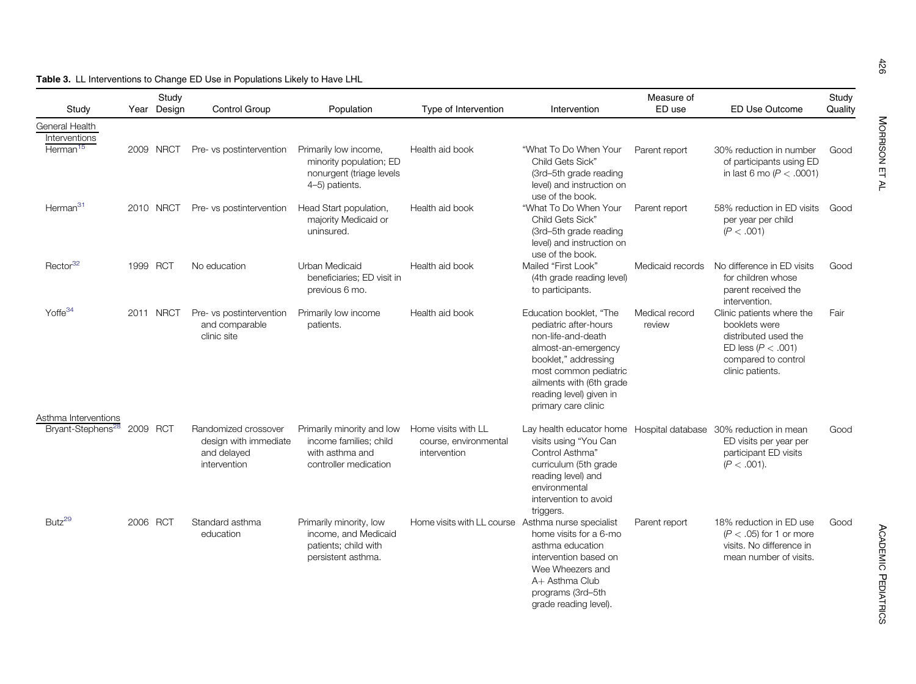**Table 3.** LL Interventions to Change ED Use in Populations Likely to Have LHL

| Study | Year | Study Design | Control Group | Population | Type of Intervention | Intervention | Measure of ED use | ED Use Outcome | Study Quality |
|---|---|---|---|---|---|---|---|---|---|
| General Health Interventions | | | | | | | | | |
| Herman[15] | 2009 | NRCT | Pre- vs postintervention | Primarily low income, minority population; ED nonurgent (triage levels 4–5) patients. | Health aid book | "What To Do When Your Child Gets Sick" (3rd–5th grade reading level) and instruction on use of the book. | Parent report | 30% reduction in number of participants using ED in last 6 mo ($P < .0001$) | Good |
| Herman[31] | 2010 | NRCT | Pre- vs postintervention | Head Start population, majority Medicaid or uninsured. | Health aid book | "What To Do When Your Child Gets Sick" (3rd–5th grade reading level) and instruction on use of the book. | Parent report | 58% reduction in ED visits per year per child ($P < .001$) | Good |
| Rector[32] | 1999 | RCT | No education | Urban Medicaid beneficiaries; ED visit in previous 6 mo. | Health aid book | Mailed "First Look" (4th grade reading level) to participants. | Medicaid records | No difference in ED visits for children whose parent received the intervention. | Good |
| Yoffe[34] | 2011 | NRCT | Pre- vs postintervention and comparable clinic site | Primarily low income patients. | Health aid book | Education booklet, "The pediatric after-hours non-life-and-death almost-an-emergency booklet," addressing most common pediatric ailments with (6th grade reading level) given in primary care clinic | Medical record review | Clinic patients where the booklets were distributed used the ED less ($P < .001$) compared to control clinic patients. | Fair |
| Asthma Interventions | | | | | | | | | |
| Bryant-Stephens[28] | 2009 | RCT | Randomized crossover design with immediate and delayed intervention | Primarily minority and low income families; child with asthma and controller medication | Home visits with LL course, environmental intervention | Lay health educator home visits using "You Can Control Asthma" curriculum (5th grade reading level) and environmental intervention to avoid triggers. | Hospital database | 30% reduction in mean ED visits per year per participant ED visits ($P < .001$). | Good |
| Butz[29] | 2006 | RCT | Standard asthma education | Primarily minority, low income, and Medicaid patients; child with persistent asthma. | Home visits with LL course | Asthma nurse specialist home visits for a 6-mo asthma education intervention based on Wee Wheezers and A+ Asthma Club programs (3rd–5th grade reading level). | Parent report | 18% reduction in ED use ($P < .05$) for 1 or more visits. No difference in mean number of visits. | Good |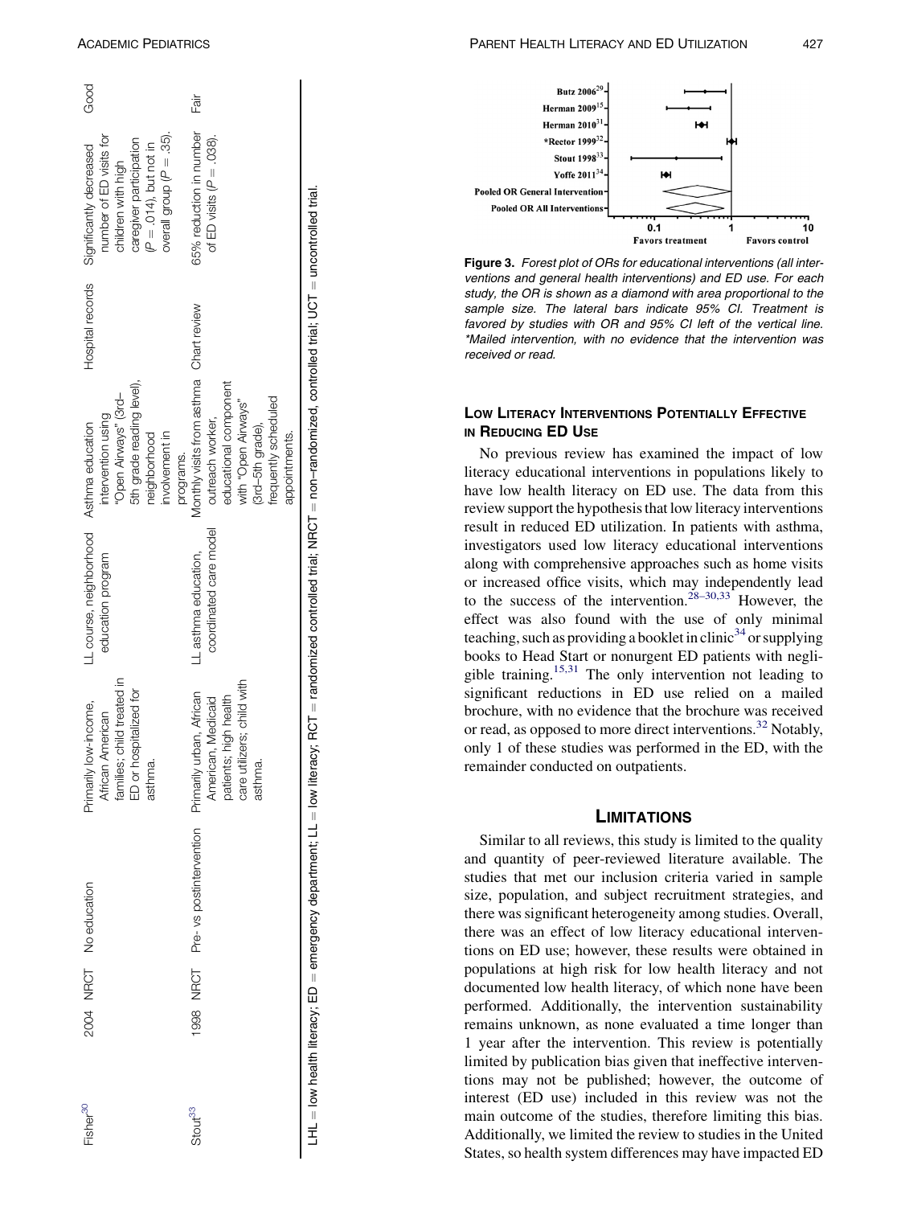| Fisher[30] | 2004 | NRCT | No education | Primarily low-income, African American families; child treated in ED or hospitalized for asthma. | LL course, neighborhood education program | Asthma education intervention using "Open Airways" (3rd–5th grade reading level), neighborhood involvement in programs. | Hospital records | Significantly decreased number of ED visits for children with high caregiver participation ($P = .014$), but not in overall group ($P = .35$). | Good |
|---|---|---|---|---|---|---|---|---|---|
| Stout[33] | 1998 | NRCT | Pre- vs postintervention | Primarily urban, African American, Medicaid patients; high health care utilizers; child with asthma. | LL asthma education, coordinated care model | Monthly visits from asthma outreach worker, educational component with "Open Airways" (3rd–5th grade), frequently scheduled appointments. | Chart review | 65% reduction in number of ED visits ($P = .038$). | Fair |

LHL = low health literacy; ED = emergency department; LL = low literacy; RCT = randomized controlled trial; NRCT = non–randomized, controlled trial; UCT = uncontrolled trial.

**Figure 3.** *Forest plot of ORs for educational interventions (all interventions and general health interventions) and ED use. For each study, the OR is shown as a diamond with area proportional to the sample size. The lateral bars indicate 95% CI. Treatment is favored by studies with OR and 95% CI left of the vertical line. \*Mailed intervention, with no evidence that the intervention was received or read.*

### Low Literacy Interventions Potentially Effective in Reducing ED Use

No previous review has examined the impact of low literacy educational interventions in populations likely to have low health literacy on ED use. The data from this review support the hypothesis that low literacy interventions result in reduced ED utilization. In patients with asthma, investigators used low literacy educational interventions along with comprehensive approaches such as home visits or increased office visits, which may independently lead to the success of the intervention.[28–30,33] However, the effect was also found with the use of only minimal teaching, such as providing a booklet in clinic[34] or supplying books to Head Start or nonurgent ED patients with negligible training.[15,31] The only intervention not leading to significant reductions in ED use relied on a mailed brochure, with no evidence that the brochure was received or read, as opposed to more direct interventions.[32] Notably, only 1 of these studies was performed in the ED, with the remainder conducted on outpatients.

## Limitations

Similar to all reviews, this study is limited to the quality and quantity of peer-reviewed literature available. The studies that met our inclusion criteria varied in sample size, population, and subject recruitment strategies, and there was significant heterogeneity among studies. Overall, there was an effect of low literacy educational interventions on ED use; however, these results were obtained in populations at high risk for low health literacy and not documented low health literacy, of which none have been performed. Additionally, the intervention sustainability remains unknown, as none evaluated a time longer than 1 year after the intervention. This review is potentially limited by publication bias given that ineffective interventions may not be published; however, the outcome of interest (ED use) included in this review was not the main outcome of the studies, therefore limiting this bias. Additionally, we limited the review to studies in the United States, so health system differences may have impacted ED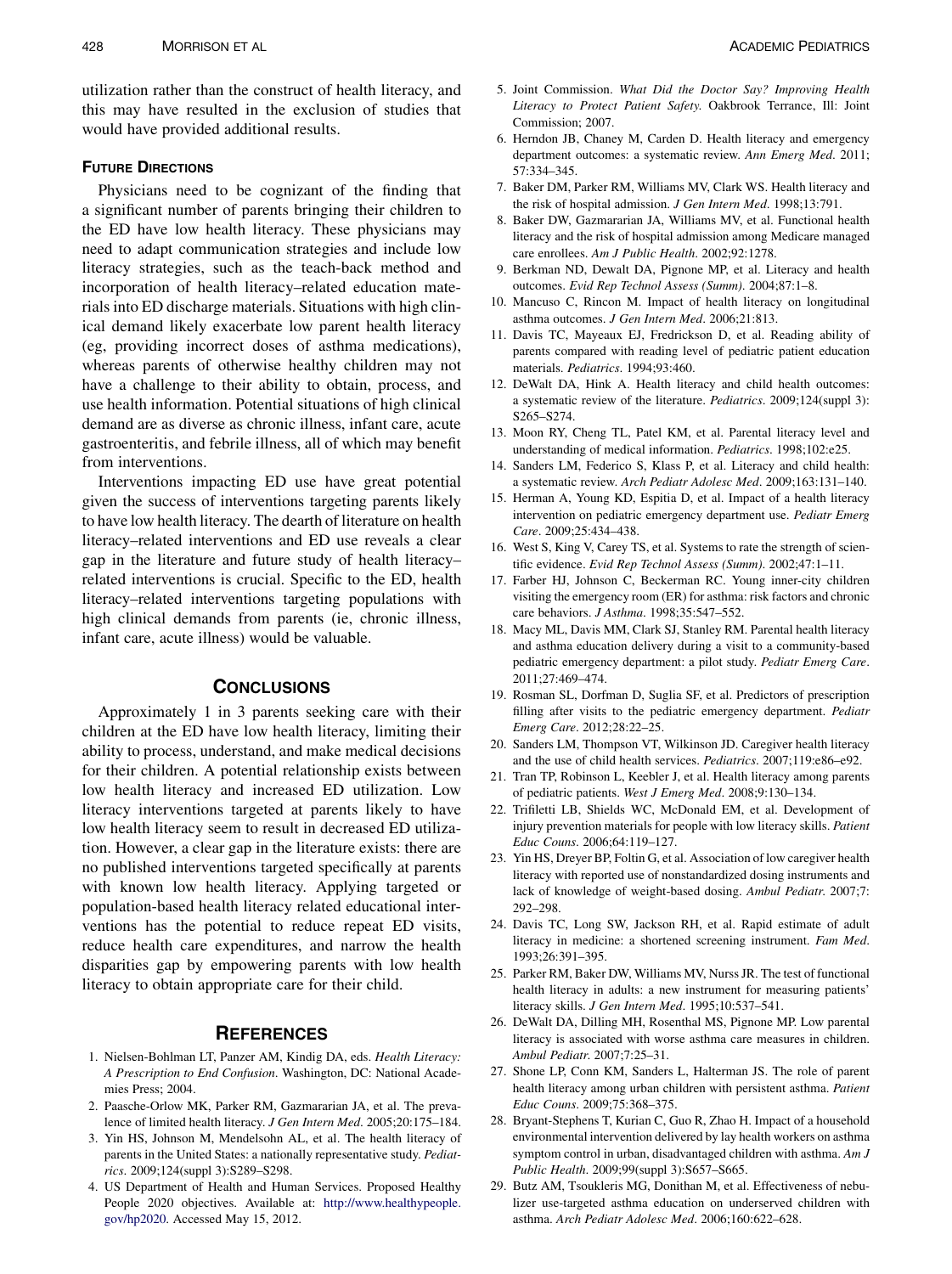utilization rather than the construct of health literacy, and this may have resulted in the exclusion of studies that would have provided additional results.

### Future Directions

Physicians need to be cognizant of the finding that a significant number of parents bringing their children to the ED have low health literacy. These physicians may need to adapt communication strategies and include low literacy strategies, such as the teach-back method and incorporation of health literacy–related education materials into ED discharge materials. Situations with high clinical demand likely exacerbate low parent health literacy (eg, providing incorrect doses of asthma medications), whereas parents of otherwise healthy children may not have a challenge to their ability to obtain, process, and use health information. Potential situations of high clinical demand are as diverse as chronic illness, infant care, acute gastroenteritis, and febrile illness, all of which may benefit from interventions.

Interventions impacting ED use have great potential given the success of interventions targeting parents likely to have low health literacy. The dearth of literature on health literacy–related interventions and ED use reveals a clear gap in the literature and future study of health literacy–related interventions is crucial. Specific to the ED, health literacy–related interventions targeting populations with high clinical demands from parents (ie, chronic illness, infant care, acute illness) would be valuable.

## Conclusions

Approximately 1 in 3 parents seeking care with their children at the ED have low health literacy, limiting their ability to process, understand, and make medical decisions for their children. A potential relationship exists between low health literacy and increased ED utilization. Low literacy interventions targeted at parents likely to have low health literacy seem to result in decreased ED utilization. However, a clear gap in the literature exists: there are no published interventions targeted specifically at parents with known low health literacy. Applying targeted or population-based health literacy related educational interventions has the potential to reduce repeat ED visits, reduce health care expenditures, and narrow the health disparities gap by empowering parents with low health literacy to obtain appropriate care for their child.

## References

1. Nielsen-Bohlman LT, Panzer AM, Kindig DA, eds. *Health Literacy: A Prescription to End Confusion*. Washington, DC: National Academies Press; 2004.
2. Paasche-Orlow MK, Parker RM, Gazmararian JA, et al. The prevalence of limited health literacy. *J Gen Intern Med*. 2005;20:175–184.
3. Yin HS, Johnson M, Mendelsohn AL, et al. The health literacy of parents in the United States: a nationally representative study. *Pediatrics*. 2009;124(suppl 3):S289–S298.
4. US Department of Health and Human Services. Proposed Healthy People 2020 objectives. Available at: http://www.healthypeople.gov/hp2020. Accessed May 15, 2012.
5. Joint Commission. *What Did the Doctor Say? Improving Health Literacy to Protect Patient Safety*. Oakbrook Terrance, Ill: Joint Commission; 2007.
6. Herndon JB, Chaney M, Carden D. Health literacy and emergency department outcomes: a systematic review. *Ann Emerg Med*. 2011; 57:334–345.
7. Baker DM, Parker RM, Williams MV, Clark WS. Health literacy and the risk of hospital admission. *J Gen Intern Med*. 1998;13:791.
8. Baker DW, Gazmararian JA, Williams MV, et al. Functional health literacy and the risk of hospital admission among Medicare managed care enrollees. *Am J Public Health*. 2002;92:1278.
9. Berkman ND, Dewalt DA, Pignone MP, et al. Literacy and health outcomes. *Evid Rep Technol Assess (Summ)*. 2004;87:1–8.
10. Mancuso C, Rincon M. Impact of health literacy on longitudinal asthma outcomes. *J Gen Intern Med*. 2006;21:813.
11. Davis TC, Mayeaux EJ, Fredrickson D, et al. Reading ability of parents compared with reading level of pediatric patient education materials. *Pediatrics*. 1994;93:460.
12. DeWalt DA, Hink A. Health literacy and child health outcomes: a systematic review of the literature. *Pediatrics*. 2009;124(suppl 3): S265–S274.
13. Moon RY, Cheng TL, Patel KM, et al. Parental literacy level and understanding of medical information. *Pediatrics*. 1998;102:e25.
14. Sanders LM, Federico S, Klass P, et al. Literacy and child health: a systematic review. *Arch Pediatr Adolesc Med*. 2009;163:131–140.
15. Herman A, Young KD, Espitia D, et al. Impact of a health literacy intervention on pediatric emergency department use. *Pediatr Emerg Care*. 2009;25:434–438.
16. West S, King V, Carey TS, et al. Systems to rate the strength of scientific evidence. *Evid Rep Technol Assess (Summ)*. 2002;47:1–11.
17. Farber HJ, Johnson C, Beckerman RC. Young inner-city children visiting the emergency room (ER) for asthma: risk factors and chronic care behaviors. *J Asthma*. 1998;35:547–552.
18. Macy ML, Davis MM, Clark SJ, Stanley RM. Parental health literacy and asthma education delivery during a visit to a community-based pediatric emergency department: a pilot study. *Pediatr Emerg Care*. 2011;27:469–474.
19. Rosman SL, Dorfman D, Suglia SF, et al. Predictors of prescription filling after visits to the pediatric emergency department. *Pediatr Emerg Care*. 2012;28:22–25.
20. Sanders LM, Thompson VT, Wilkinson JD. Caregiver health literacy and the use of child health services. *Pediatrics*. 2007;119:e86–e92.
21. Tran TP, Robinson L, Keebler J, et al. Health literacy among parents of pediatric patients. *West J Emerg Med*. 2008;9:130–134.
22. Trifiletti LB, Shields WC, McDonald EM, et al. Development of injury prevention materials for people with low literacy skills. *Patient Educ Couns*. 2006;64:119–127.
23. Yin HS, Dreyer BP, Foltin G, et al. Association of low caregiver health literacy with reported use of nonstandardized dosing instruments and lack of knowledge of weight-based dosing. *Ambul Pediatr*. 2007;7: 292–298.
24. Davis TC, Long SW, Jackson RH, et al. Rapid estimate of adult literacy in medicine: a shortened screening instrument. *Fam Med*. 1993;26:391–395.
25. Parker RM, Baker DW, Williams MV, Nurss JR. The test of functional health literacy in adults: a new instrument for measuring patients' literacy skills. *J Gen Intern Med*. 1995;10:537–541.
26. DeWalt DA, Dilling MH, Rosenthal MS, Pignone MP. Low parental literacy is associated with worse asthma care measures in children. *Ambul Pediatr*. 2007;7:25–31.
27. Shone LP, Conn KM, Sanders L, Halterman JS. The role of parent health literacy among urban children with persistent asthma. *Patient Educ Couns*. 2009;75:368–375.
28. Bryant-Stephens T, Kurian C, Guo R, Zhao H. Impact of a household environmental intervention delivered by lay health workers on asthma symptom control in urban, disadvantaged children with asthma. *Am J Public Health*. 2009;99(suppl 3):S657–S665.
29. Butz AM, Tsoukleris MG, Donithan M, et al. Effectiveness of nebulizer use-targeted asthma education on underserved children with asthma. *Arch Pediatr Adolesc Med*. 2006;160:622–628.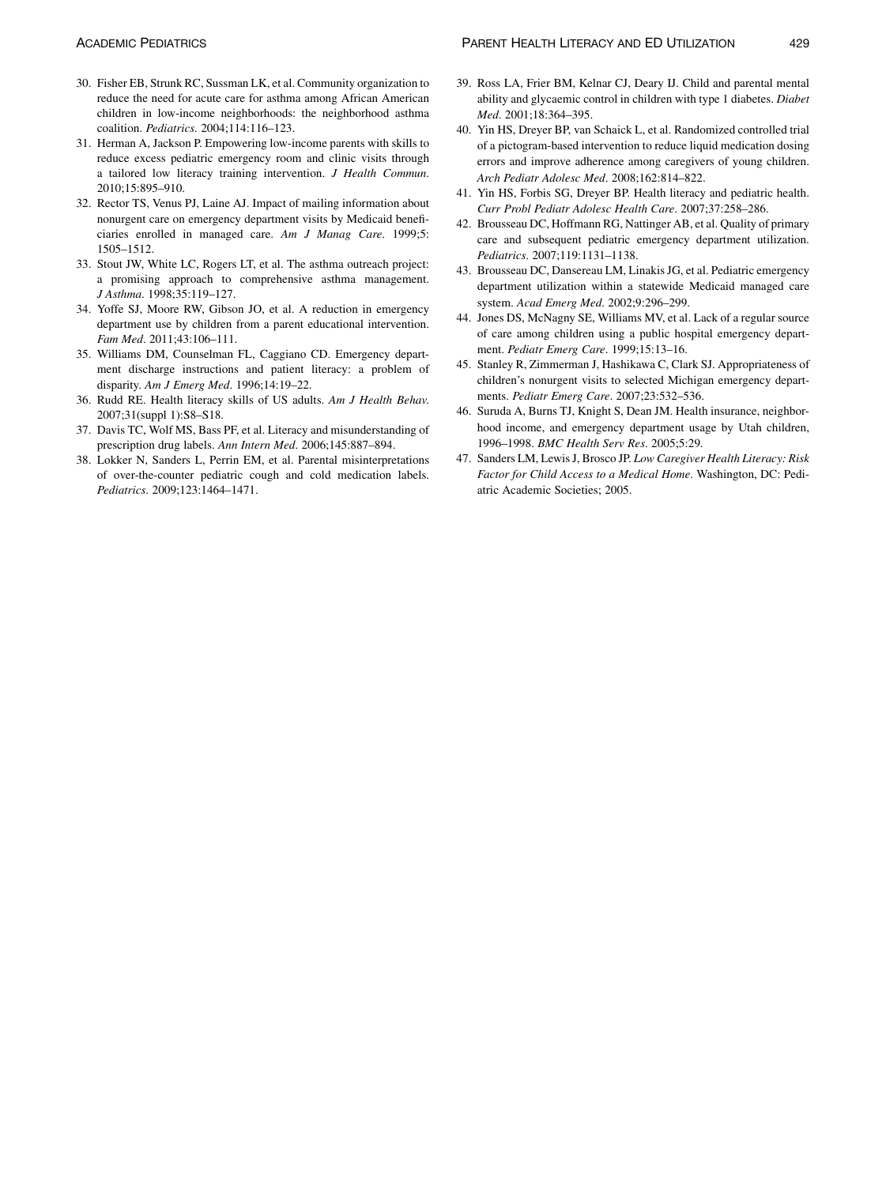30. Fisher EB, Strunk RC, Sussman LK, et al. Community organization to reduce the need for acute care for asthma among African American children in low-income neighborhoods: the neighborhood asthma coalition. *Pediatrics*. 2004;114:116–123.
31. Herman A, Jackson P. Empowering low-income parents with skills to reduce excess pediatric emergency room and clinic visits through a tailored low literacy training intervention. *J Health Commun*. 2010;15:895–910.
32. Rector TS, Venus PJ, Laine AJ. Impact of mailing information about nonurgent care on emergency department visits by Medicaid beneficiaries enrolled in managed care. *Am J Manag Care*. 1999;5:1505–1512.
33. Stout JW, White LC, Rogers LT, et al. The asthma outreach project: a promising approach to comprehensive asthma management. *J Asthma*. 1998;35:119–127.
34. Yoffe SJ, Moore RW, Gibson JO, et al. A reduction in emergency department use by children from a parent educational intervention. *Fam Med*. 2011;43:106–111.
35. Williams DM, Counselman FL, Caggiano CD. Emergency department discharge instructions and patient literacy: a problem of disparity. *Am J Emerg Med*. 1996;14:19–22.
36. Rudd RE. Health literacy skills of US adults. *Am J Health Behav.* 2007;31(suppl 1):S8–S18.
37. Davis TC, Wolf MS, Bass PF, et al. Literacy and misunderstanding of prescription drug labels. *Ann Intern Med*. 2006;145:887–894.
38. Lokker N, Sanders L, Perrin EM, et al. Parental misinterpretations of over-the-counter pediatric cough and cold medication labels. *Pediatrics*. 2009;123:1464–1471.
39. Ross LA, Frier BM, Kelnar CJ, Deary IJ. Child and parental mental ability and glycaemic control in children with type 1 diabetes. *Diabet Med*. 2001;18:364–395.
40. Yin HS, Dreyer BP, van Schaick L, et al. Randomized controlled trial of a pictogram-based intervention to reduce liquid medication dosing errors and improve adherence among caregivers of young children. *Arch Pediatr Adolesc Med*. 2008;162:814–822.
41. Yin HS, Forbis SG, Dreyer BP. Health literacy and pediatric health. *Curr Probl Pediatr Adolesc Health Care*. 2007;37:258–286.
42. Brousseau DC, Hoffmann RG, Nattinger AB, et al. Quality of primary care and subsequent pediatric emergency department utilization. *Pediatrics*. 2007;119:1131–1138.
43. Brousseau DC, Dansereau LM, Linakis JG, et al. Pediatric emergency department utilization within a statewide Medicaid managed care system. *Acad Emerg Med*. 2002;9:296–299.
44. Jones DS, McNagny SE, Williams MV, et al. Lack of a regular source of care among children using a public hospital emergency department. *Pediatr Emerg Care*. 1999;15:13–16.
45. Stanley R, Zimmerman J, Hashikawa C, Clark SJ. Appropriateness of children's nonurgent visits to selected Michigan emergency departments. *Pediatr Emerg Care*. 2007;23:532–536.
46. Suruda A, Burns TJ, Knight S, Dean JM. Health insurance, neighborhood income, and emergency department usage by Utah children, 1996–1998. *BMC Health Serv Res*. 2005;5:29.
47. Sanders LM, Lewis J, Brosco JP. *Low Caregiver Health Literacy: Risk Factor for Child Access to a Medical Home*. Washington, DC: Pediatric Academic Societies; 2005.